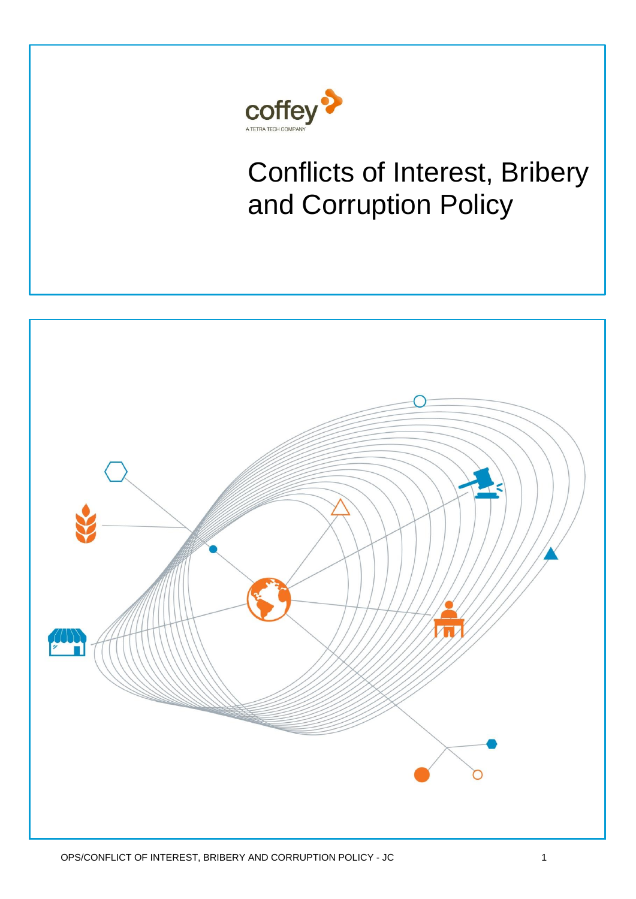coffey
A TETRA TECH COMPANY

# Conflicts of Interest, Bribery and Corruption Policy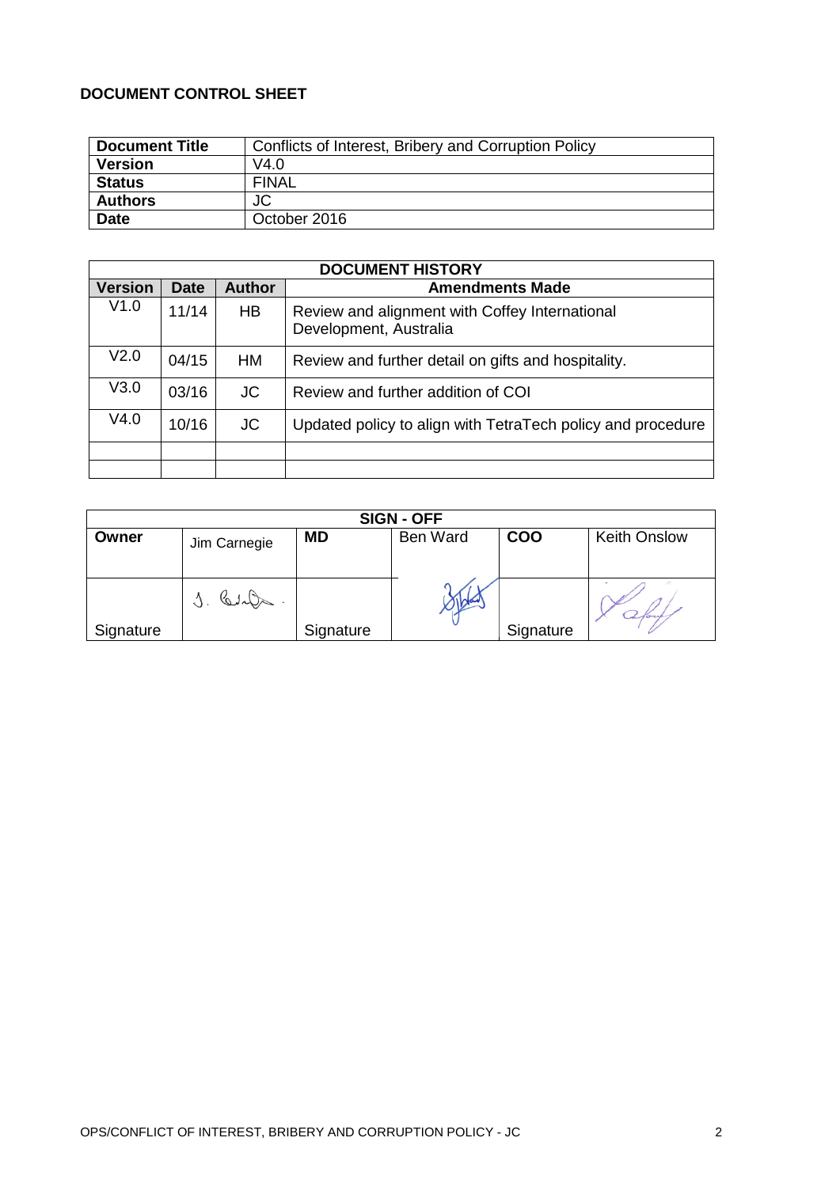**DOCUMENT CONTROL SHEET**

| Document Title | Conflicts of Interest, Bribery and Corruption Policy |
|---|---|
| Version | V4.0 |
| Status | FINAL |
| Authors | JC |
| Date | October 2016 |

| DOCUMENT HISTORY | | | |
|---|---|---|---|
| **Version** | **Date** | **Author** | **Amendments Made** |
| V1.0 | 11/14 | HB | Review and alignment with Coffey International Development, Australia |
| V2.0 | 04/15 | HM | Review and further detail on gifts and hospitality. |
| V3.0 | 03/16 | JC | Review and further addition of COI |
| V4.0 | 10/16 | JC | Updated policy to align with TetraTech policy and procedure |
| | | | |
| | | | |

| SIGN - OFF | | | | | |
|---|---|---|---|---|---|
| **Owner** | Jim Carnegie | **MD** | Ben Ward | **COO** | Keith Onslow |
| Signature | | Signature | | Signature | |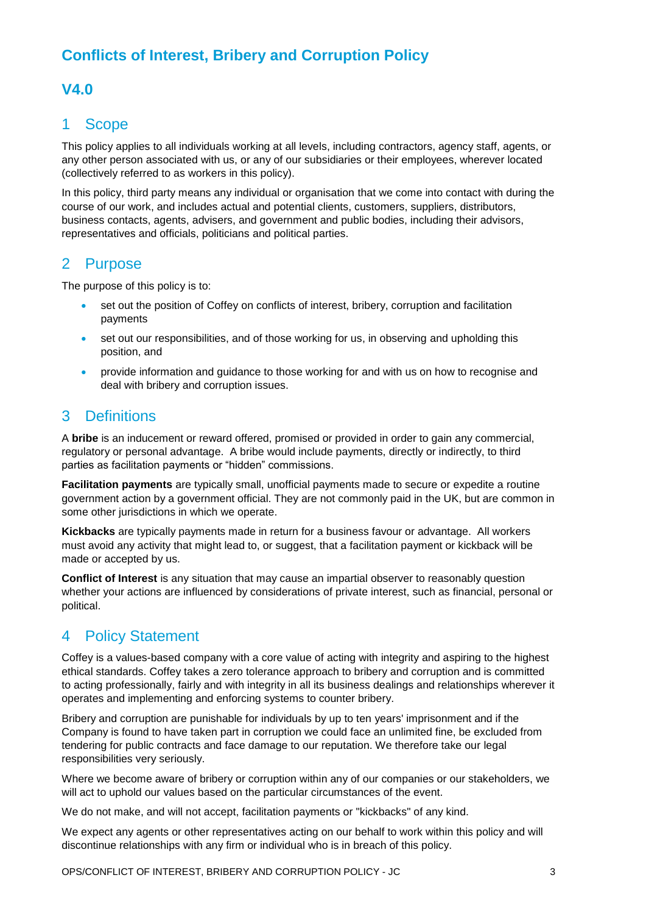# Conflicts of Interest, Bribery and Corruption Policy

## V4.0

## 1 Scope

This policy applies to all individuals working at all levels, including contractors, agency staff, agents, or any other person associated with us, or any of our subsidiaries or their employees, wherever located (collectively referred to as workers in this policy).

In this policy, third party means any individual or organisation that we come into contact with during the course of our work, and includes actual and potential clients, customers, suppliers, distributors, business contacts, agents, advisers, and government and public bodies, including their advisors, representatives and officials, politicians and political parties.

## 2 Purpose

The purpose of this policy is to:

- set out the position of Coffey on conflicts of interest, bribery, corruption and facilitation payments
- set out our responsibilities, and of those working for us, in observing and upholding this position, and
- provide information and guidance to those working for and with us on how to recognise and deal with bribery and corruption issues.

## 3 Definitions

A **bribe** is an inducement or reward offered, promised or provided in order to gain any commercial, regulatory or personal advantage. A bribe would include payments, directly or indirectly, to third parties as facilitation payments or "hidden" commissions.

**Facilitation payments** are typically small, unofficial payments made to secure or expedite a routine government action by a government official. They are not commonly paid in the UK, but are common in some other jurisdictions in which we operate.

**Kickbacks** are typically payments made in return for a business favour or advantage. All workers must avoid any activity that might lead to, or suggest, that a facilitation payment or kickback will be made or accepted by us.

**Conflict of Interest** is any situation that may cause an impartial observer to reasonably question whether your actions are influenced by considerations of private interest, such as financial, personal or political.

## 4 Policy Statement

Coffey is a values-based company with a core value of acting with integrity and aspiring to the highest ethical standards. Coffey takes a zero tolerance approach to bribery and corruption and is committed to acting professionally, fairly and with integrity in all its business dealings and relationships wherever it operates and implementing and enforcing systems to counter bribery.

Bribery and corruption are punishable for individuals by up to ten years' imprisonment and if the Company is found to have taken part in corruption we could face an unlimited fine, be excluded from tendering for public contracts and face damage to our reputation. We therefore take our legal responsibilities very seriously.

Where we become aware of bribery or corruption within any of our companies or our stakeholders, we will act to uphold our values based on the particular circumstances of the event.

We do not make, and will not accept, facilitation payments or "kickbacks" of any kind.

We expect any agents or other representatives acting on our behalf to work within this policy and will discontinue relationships with any firm or individual who is in breach of this policy.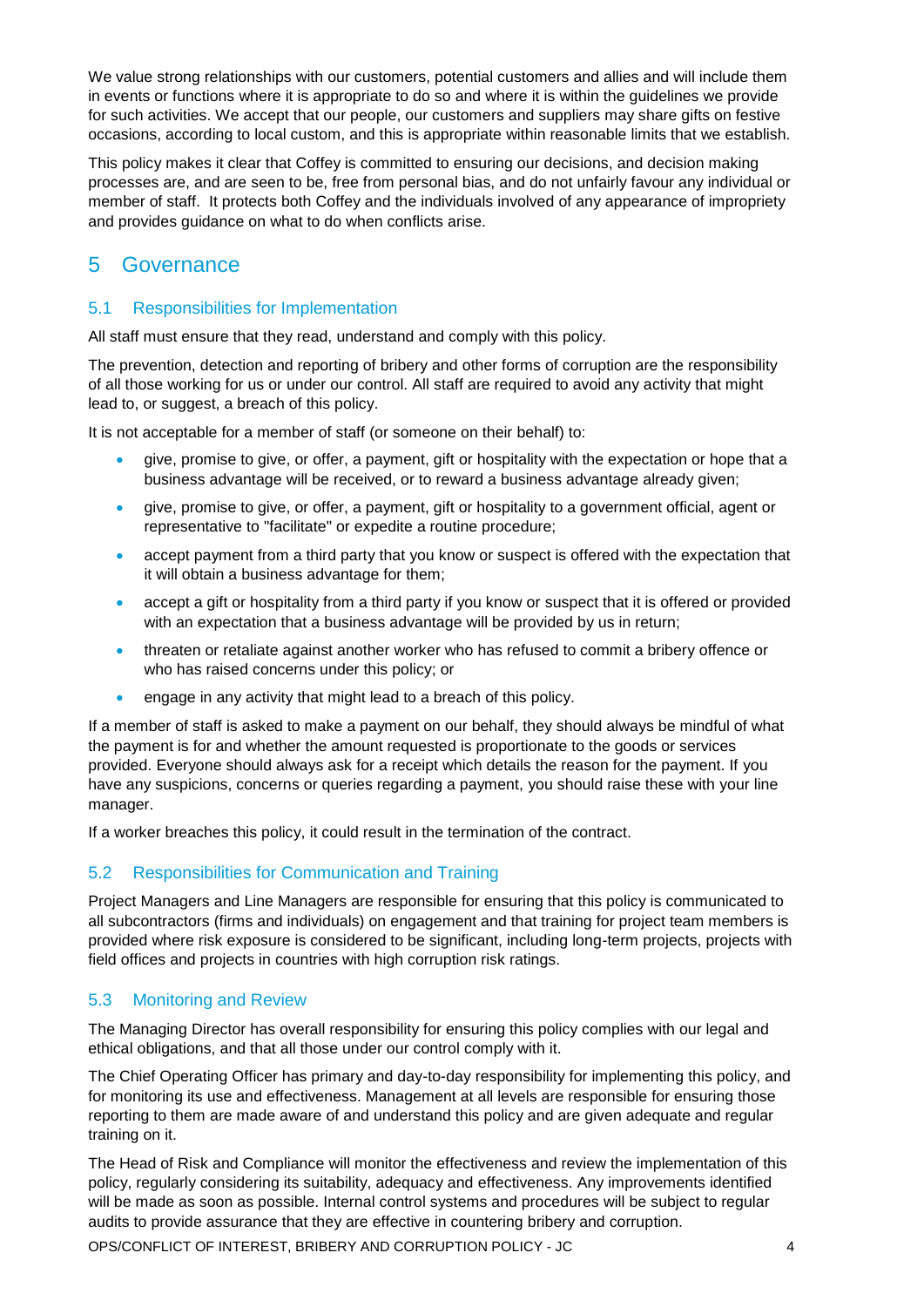We value strong relationships with our customers, potential customers and allies and will include them in events or functions where it is appropriate to do so and where it is within the guidelines we provide for such activities. We accept that our people, our customers and suppliers may share gifts on festive occasions, according to local custom, and this is appropriate within reasonable limits that we establish.

This policy makes it clear that Coffey is committed to ensuring our decisions, and decision making processes are, and are seen to be, free from personal bias, and do not unfairly favour any individual or member of staff. It protects both Coffey and the individuals involved of any appearance of impropriety and provides guidance on what to do when conflicts arise.

# 5 Governance

## 5.1 Responsibilities for Implementation

All staff must ensure that they read, understand and comply with this policy.

The prevention, detection and reporting of bribery and other forms of corruption are the responsibility of all those working for us or under our control. All staff are required to avoid any activity that might lead to, or suggest, a breach of this policy.

It is not acceptable for a member of staff (or someone on their behalf) to:

- give, promise to give, or offer, a payment, gift or hospitality with the expectation or hope that a business advantage will be received, or to reward a business advantage already given;
- give, promise to give, or offer, a payment, gift or hospitality to a government official, agent or representative to "facilitate" or expedite a routine procedure;
- accept payment from a third party that you know or suspect is offered with the expectation that it will obtain a business advantage for them;
- accept a gift or hospitality from a third party if you know or suspect that it is offered or provided with an expectation that a business advantage will be provided by us in return;
- threaten or retaliate against another worker who has refused to commit a bribery offence or who has raised concerns under this policy; or
- engage in any activity that might lead to a breach of this policy.

If a member of staff is asked to make a payment on our behalf, they should always be mindful of what the payment is for and whether the amount requested is proportionate to the goods or services provided. Everyone should always ask for a receipt which details the reason for the payment. If you have any suspicions, concerns or queries regarding a payment, you should raise these with your line manager.

If a worker breaches this policy, it could result in the termination of the contract.

## 5.2 Responsibilities for Communication and Training

Project Managers and Line Managers are responsible for ensuring that this policy is communicated to all subcontractors (firms and individuals) on engagement and that training for project team members is provided where risk exposure is considered to be significant, including long-term projects, projects with field offices and projects in countries with high corruption risk ratings.

## 5.3 Monitoring and Review

The Managing Director has overall responsibility for ensuring this policy complies with our legal and ethical obligations, and that all those under our control comply with it.

The Chief Operating Officer has primary and day-to-day responsibility for implementing this policy, and for monitoring its use and effectiveness. Management at all levels are responsible for ensuring those reporting to them are made aware of and understand this policy and are given adequate and regular training on it.

The Head of Risk and Compliance will monitor the effectiveness and review the implementation of this policy, regularly considering its suitability, adequacy and effectiveness. Any improvements identified will be made as soon as possible. Internal control systems and procedures will be subject to regular audits to provide assurance that they are effective in countering bribery and corruption.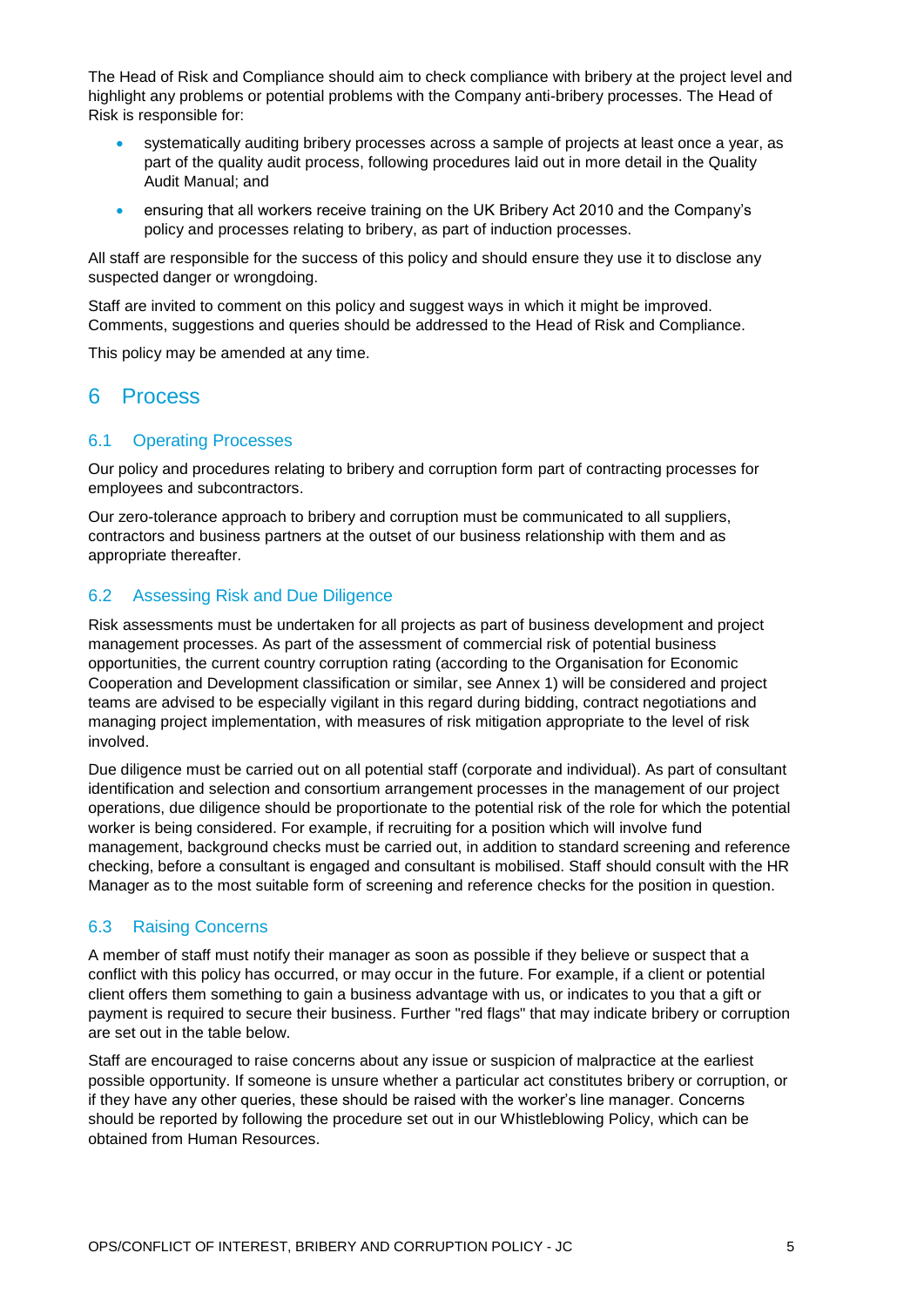The Head of Risk and Compliance should aim to check compliance with bribery at the project level and highlight any problems or potential problems with the Company anti-bribery processes. The Head of Risk is responsible for:

- systematically auditing bribery processes across a sample of projects at least once a year, as part of the quality audit process, following procedures laid out in more detail in the Quality Audit Manual; and
- ensuring that all workers receive training on the UK Bribery Act 2010 and the Company's policy and processes relating to bribery, as part of induction processes.

All staff are responsible for the success of this policy and should ensure they use it to disclose any suspected danger or wrongdoing.

Staff are invited to comment on this policy and suggest ways in which it might be improved. Comments, suggestions and queries should be addressed to the Head of Risk and Compliance.

This policy may be amended at any time.

# 6 Process

## 6.1 Operating Processes

Our policy and procedures relating to bribery and corruption form part of contracting processes for employees and subcontractors.

Our zero-tolerance approach to bribery and corruption must be communicated to all suppliers, contractors and business partners at the outset of our business relationship with them and as appropriate thereafter.

## 6.2 Assessing Risk and Due Diligence

Risk assessments must be undertaken for all projects as part of business development and project management processes. As part of the assessment of commercial risk of potential business opportunities, the current country corruption rating (according to the Organisation for Economic Cooperation and Development classification or similar, see Annex 1) will be considered and project teams are advised to be especially vigilant in this regard during bidding, contract negotiations and managing project implementation, with measures of risk mitigation appropriate to the level of risk involved.

Due diligence must be carried out on all potential staff (corporate and individual). As part of consultant identification and selection and consortium arrangement processes in the management of our project operations, due diligence should be proportionate to the potential risk of the role for which the potential worker is being considered. For example, if recruiting for a position which will involve fund management, background checks must be carried out, in addition to standard screening and reference checking, before a consultant is engaged and consultant is mobilised. Staff should consult with the HR Manager as to the most suitable form of screening and reference checks for the position in question.

## 6.3 Raising Concerns

A member of staff must notify their manager as soon as possible if they believe or suspect that a conflict with this policy has occurred, or may occur in the future. For example, if a client or potential client offers them something to gain a business advantage with us, or indicates to you that a gift or payment is required to secure their business. Further "red flags" that may indicate bribery or corruption are set out in the table below.

Staff are encouraged to raise concerns about any issue or suspicion of malpractice at the earliest possible opportunity. If someone is unsure whether a particular act constitutes bribery or corruption, or if they have any other queries, these should be raised with the worker's line manager. Concerns should be reported by following the procedure set out in our Whistleblowing Policy, which can be obtained from Human Resources.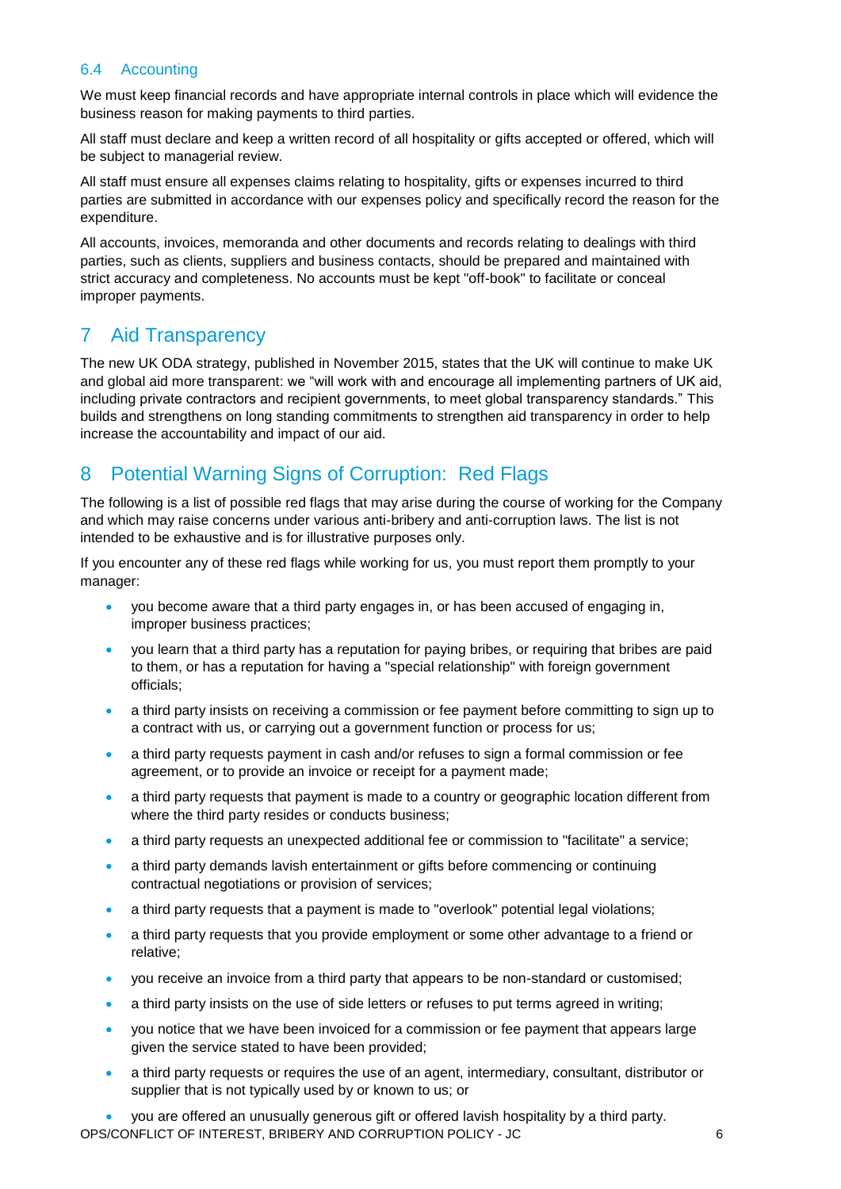### 6.4 Accounting

We must keep financial records and have appropriate internal controls in place which will evidence the business reason for making payments to third parties.

All staff must declare and keep a written record of all hospitality or gifts accepted or offered, which will be subject to managerial review.

All staff must ensure all expenses claims relating to hospitality, gifts or expenses incurred to third parties are submitted in accordance with our expenses policy and specifically record the reason for the expenditure.

All accounts, invoices, memoranda and other documents and records relating to dealings with third parties, such as clients, suppliers and business contacts, should be prepared and maintained with strict accuracy and completeness. No accounts must be kept "off-book" to facilitate or conceal improper payments.

## 7 Aid Transparency

The new UK ODA strategy, published in November 2015, states that the UK will continue to make UK and global aid more transparent: we "will work with and encourage all implementing partners of UK aid, including private contractors and recipient governments, to meet global transparency standards." This builds and strengthens on long standing commitments to strengthen aid transparency in order to help increase the accountability and impact of our aid.

## 8 Potential Warning Signs of Corruption: Red Flags

The following is a list of possible red flags that may arise during the course of working for the Company and which may raise concerns under various anti-bribery and anti-corruption laws. The list is not intended to be exhaustive and is for illustrative purposes only.

If you encounter any of these red flags while working for us, you must report them promptly to your manager:

- you become aware that a third party engages in, or has been accused of engaging in, improper business practices;
- you learn that a third party has a reputation for paying bribes, or requiring that bribes are paid to them, or has a reputation for having a "special relationship" with foreign government officials;
- a third party insists on receiving a commission or fee payment before committing to sign up to a contract with us, or carrying out a government function or process for us;
- a third party requests payment in cash and/or refuses to sign a formal commission or fee agreement, or to provide an invoice or receipt for a payment made;
- a third party requests that payment is made to a country or geographic location different from where the third party resides or conducts business;
- a third party requests an unexpected additional fee or commission to "facilitate" a service;
- a third party demands lavish entertainment or gifts before commencing or continuing contractual negotiations or provision of services;
- a third party requests that a payment is made to "overlook" potential legal violations;
- a third party requests that you provide employment or some other advantage to a friend or relative;
- you receive an invoice from a third party that appears to be non-standard or customised;
- a third party insists on the use of side letters or refuses to put terms agreed in writing;
- you notice that we have been invoiced for a commission or fee payment that appears large given the service stated to have been provided;
- a third party requests or requires the use of an agent, intermediary, consultant, distributor or supplier that is not typically used by or known to us; or
- you are offered an unusually generous gift or offered lavish hospitality by a third party.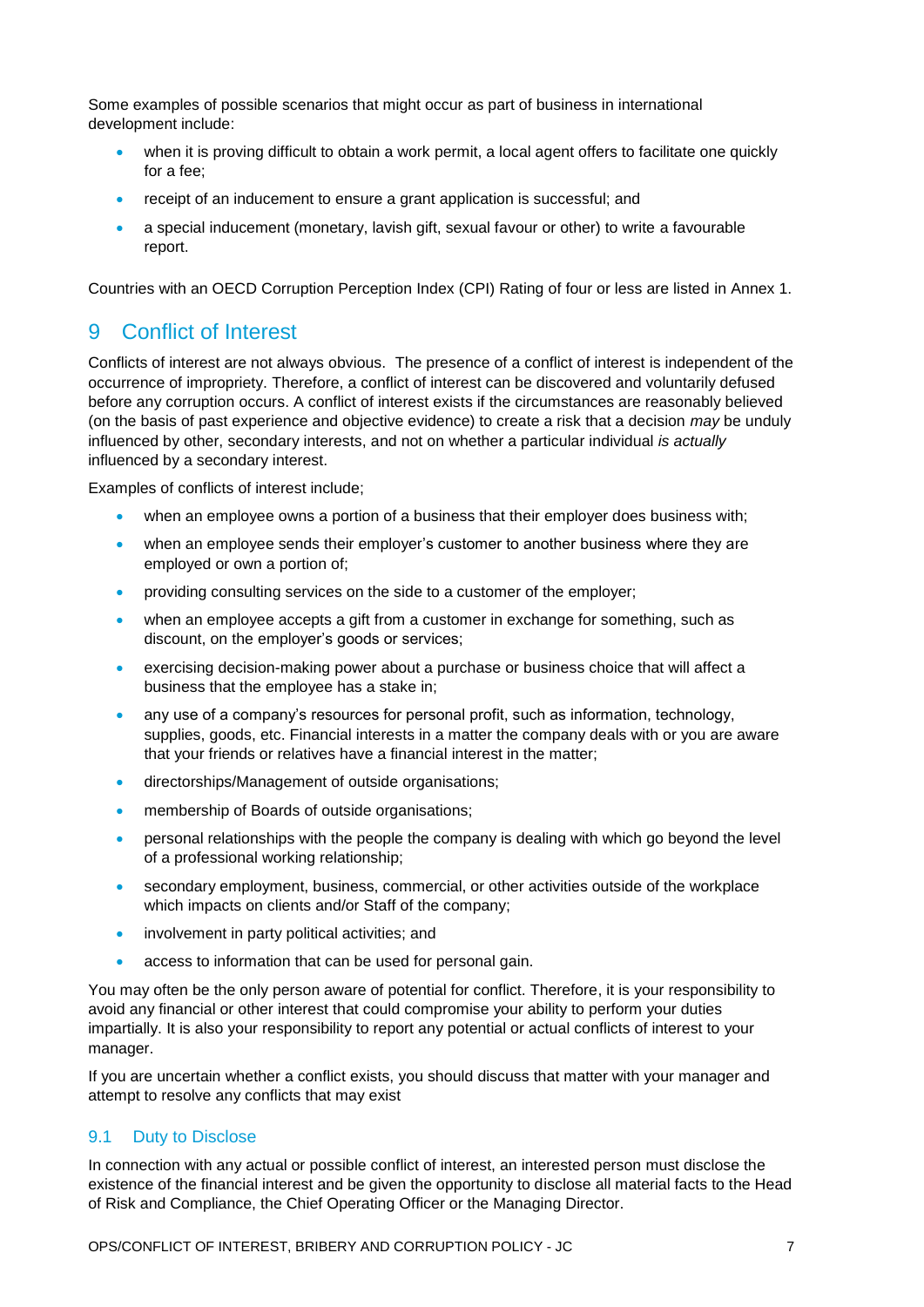Some examples of possible scenarios that might occur as part of business in international development include:

- when it is proving difficult to obtain a work permit, a local agent offers to facilitate one quickly for a fee;
- receipt of an inducement to ensure a grant application is successful; and
- a special inducement (monetary, lavish gift, sexual favour or other) to write a favourable report.

Countries with an OECD Corruption Perception Index (CPI) Rating of four or less are listed in Annex 1.

# 9 Conflict of Interest

Conflicts of interest are not always obvious. The presence of a conflict of interest is independent of the occurrence of impropriety. Therefore, a conflict of interest can be discovered and voluntarily defused before any corruption occurs. A conflict of interest exists if the circumstances are reasonably believed (on the basis of past experience and objective evidence) to create a risk that a decision *may* be unduly influenced by other, secondary interests, and not on whether a particular individual *is actually* influenced by a secondary interest.

Examples of conflicts of interest include;

- when an employee owns a portion of a business that their employer does business with;
- when an employee sends their employer's customer to another business where they are employed or own a portion of;
- providing consulting services on the side to a customer of the employer;
- when an employee accepts a gift from a customer in exchange for something, such as discount, on the employer's goods or services;
- exercising decision-making power about a purchase or business choice that will affect a business that the employee has a stake in;
- any use of a company's resources for personal profit, such as information, technology, supplies, goods, etc. Financial interests in a matter the company deals with or you are aware that your friends or relatives have a financial interest in the matter;
- directorships/Management of outside organisations;
- membership of Boards of outside organisations;
- personal relationships with the people the company is dealing with which go beyond the level of a professional working relationship;
- secondary employment, business, commercial, or other activities outside of the workplace which impacts on clients and/or Staff of the company;
- involvement in party political activities; and
- access to information that can be used for personal gain.

You may often be the only person aware of potential for conflict. Therefore, it is your responsibility to avoid any financial or other interest that could compromise your ability to perform your duties impartially. It is also your responsibility to report any potential or actual conflicts of interest to your manager.

If you are uncertain whether a conflict exists, you should discuss that matter with your manager and attempt to resolve any conflicts that may exist

## 9.1 Duty to Disclose

In connection with any actual or possible conflict of interest, an interested person must disclose the existence of the financial interest and be given the opportunity to disclose all material facts to the Head of Risk and Compliance, the Chief Operating Officer or the Managing Director.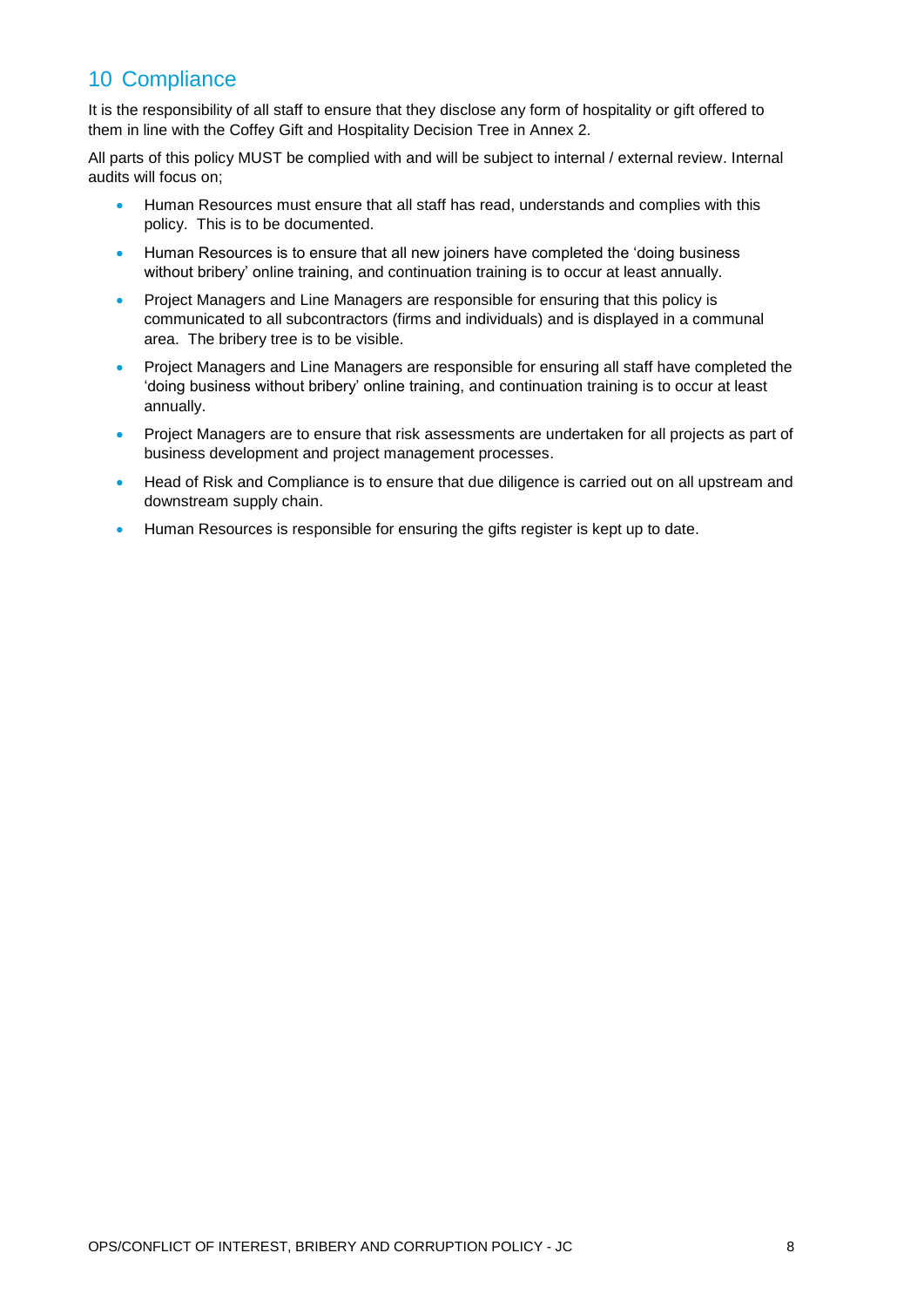## 10 Compliance

It is the responsibility of all staff to ensure that they disclose any form of hospitality or gift offered to them in line with the Coffey Gift and Hospitality Decision Tree in Annex 2.

All parts of this policy MUST be complied with and will be subject to internal / external review. Internal audits will focus on;

- Human Resources must ensure that all staff has read, understands and complies with this policy. This is to be documented.
- Human Resources is to ensure that all new joiners have completed the 'doing business without bribery' online training, and continuation training is to occur at least annually.
- Project Managers and Line Managers are responsible for ensuring that this policy is communicated to all subcontractors (firms and individuals) and is displayed in a communal area. The bribery tree is to be visible.
- Project Managers and Line Managers are responsible for ensuring all staff have completed the 'doing business without bribery' online training, and continuation training is to occur at least annually.
- Project Managers are to ensure that risk assessments are undertaken for all projects as part of business development and project management processes.
- Head of Risk and Compliance is to ensure that due diligence is carried out on all upstream and downstream supply chain.
- Human Resources is responsible for ensuring the gifts register is kept up to date.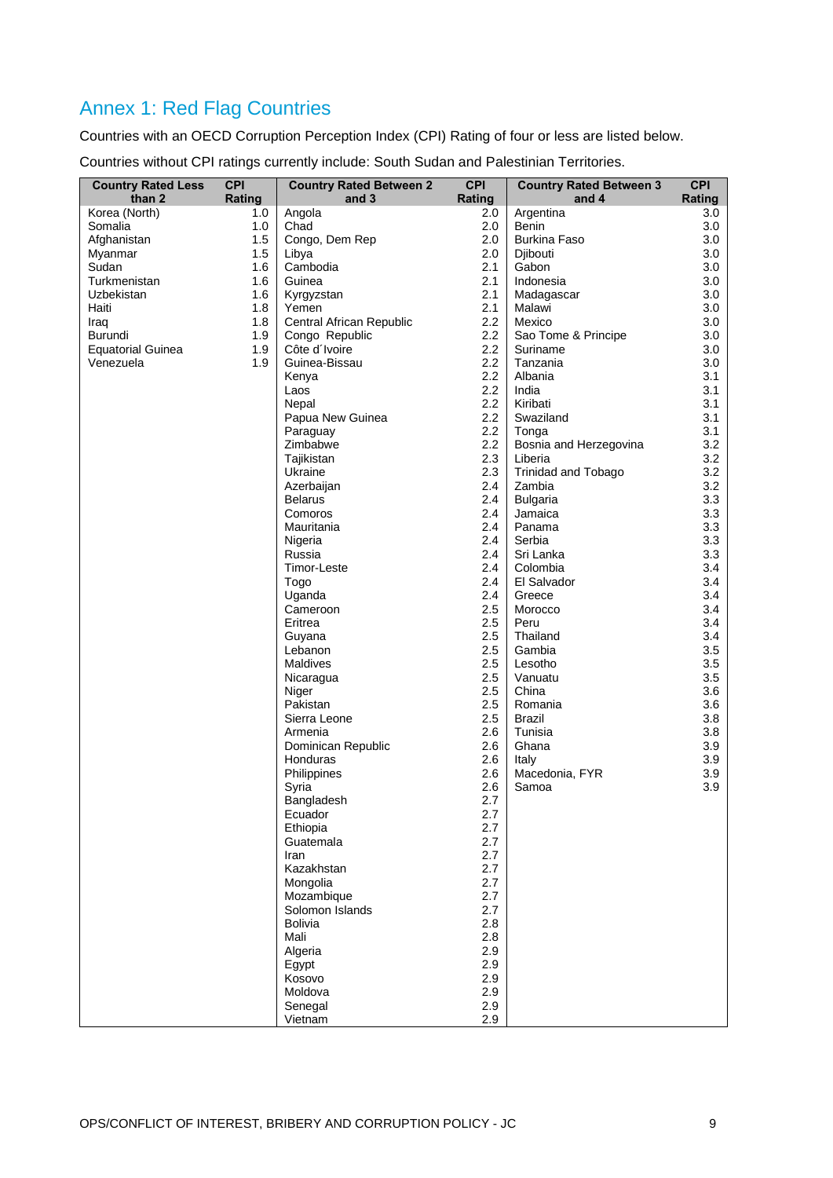## Annex 1: Red Flag Countries

Countries with an OECD Corruption Perception Index (CPI) Rating of four or less are listed below.

Countries without CPI ratings currently include: South Sudan and Palestinian Territories.

| Country Rated Less than 2 | CPI Rating | Country Rated Between 2 and 3 | CPI Rating | Country Rated Between 3 and 4 | CPI Rating |
|---|---|---|---|---|---|
| Korea (North) | 1.0 | Angola | 2.0 | Argentina | 3.0 |
| Somalia | 1.0 | Chad | 2.0 | Benin | 3.0 |
| Afghanistan | 1.5 | Congo, Dem Rep | 2.0 | Burkina Faso | 3.0 |
| Myanmar | 1.5 | Libya | 2.0 | Djibouti | 3.0 |
| Sudan | 1.6 | Cambodia | 2.1 | Gabon | 3.0 |
| Turkmenistan | 1.6 | Guinea | 2.1 | Indonesia | 3.0 |
| Uzbekistan | 1.6 | Kyrgyzstan | 2.1 | Madagascar | 3.0 |
| Haiti | 1.8 | Yemen | 2.1 | Malawi | 3.0 |
| Iraq | 1.8 | Central African Republic | 2.2 | Mexico | 3.0 |
| Burundi | 1.9 | Congo Republic | 2.2 | Sao Tome & Principe | 3.0 |
| Equatorial Guinea | 1.9 | Côte d´Ivoire | 2.2 | Suriname | 3.0 |
| Venezuela | 1.9 | Guinea-Bissau | 2.2 | Tanzania | 3.0 |
| | | Kenya | 2.2 | Albania | 3.1 |
| | | Laos | 2.2 | India | 3.1 |
| | | Nepal | 2.2 | Kiribati | 3.1 |
| | | Papua New Guinea | 2.2 | Swaziland | 3.1 |
| | | Paraguay | 2.2 | Tonga | 3.1 |
| | | Zimbabwe | 2.2 | Bosnia and Herzegovina | 3.2 |
| | | Tajikistan | 2.3 | Liberia | 3.2 |
| | | Ukraine | 2.3 | Trinidad and Tobago | 3.2 |
| | | Azerbaijan | 2.4 | Zambia | 3.2 |
| | | Belarus | 2.4 | Bulgaria | 3.3 |
| | | Comoros | 2.4 | Jamaica | 3.3 |
| | | Mauritania | 2.4 | Panama | 3.3 |
| | | Nigeria | 2.4 | Serbia | 3.3 |
| | | Russia | 2.4 | Sri Lanka | 3.3 |
| | | Timor-Leste | 2.4 | Colombia | 3.4 |
| | | Togo | 2.4 | El Salvador | 3.4 |
| | | Uganda | 2.4 | Greece | 3.4 |
| | | Cameroon | 2.5 | Morocco | 3.4 |
| | | Eritrea | 2.5 | Peru | 3.4 |
| | | Guyana | 2.5 | Thailand | 3.4 |
| | | Lebanon | 2.5 | Gambia | 3.5 |
| | | Maldives | 2.5 | Lesotho | 3.5 |
| | | Nicaragua | 2.5 | Vanuatu | 3.5 |
| | | Niger | 2.5 | China | 3.6 |
| | | Pakistan | 2.5 | Romania | 3.6 |
| | | Sierra Leone | 2.5 | Brazil | 3.8 |
| | | Armenia | 2.6 | Tunisia | 3.8 |
| | | Dominican Republic | 2.6 | Ghana | 3.9 |
| | | Honduras | 2.6 | Italy | 3.9 |
| | | Philippines | 2.6 | Macedonia, FYR | 3.9 |
| | | Syria | 2.6 | Samoa | 3.9 |
| | | Bangladesh | 2.7 | | |
| | | Ecuador | 2.7 | | |
| | | Ethiopia | 2.7 | | |
| | | Guatemala | 2.7 | | |
| | | Iran | 2.7 | | |
| | | Kazakhstan | 2.7 | | |
| | | Mongolia | 2.7 | | |
| | | Mozambique | 2.7 | | |
| | | Solomon Islands | 2.7 | | |
| | | Bolivia | 2.8 | | |
| | | Mali | 2.8 | | |
| | | Algeria | 2.9 | | |
| | | Egypt | 2.9 | | |
| | | Kosovo | 2.9 | | |
| | | Moldova | 2.9 | | |
| | | Senegal | 2.9 | | |
| | | Vietnam | 2.9 | | |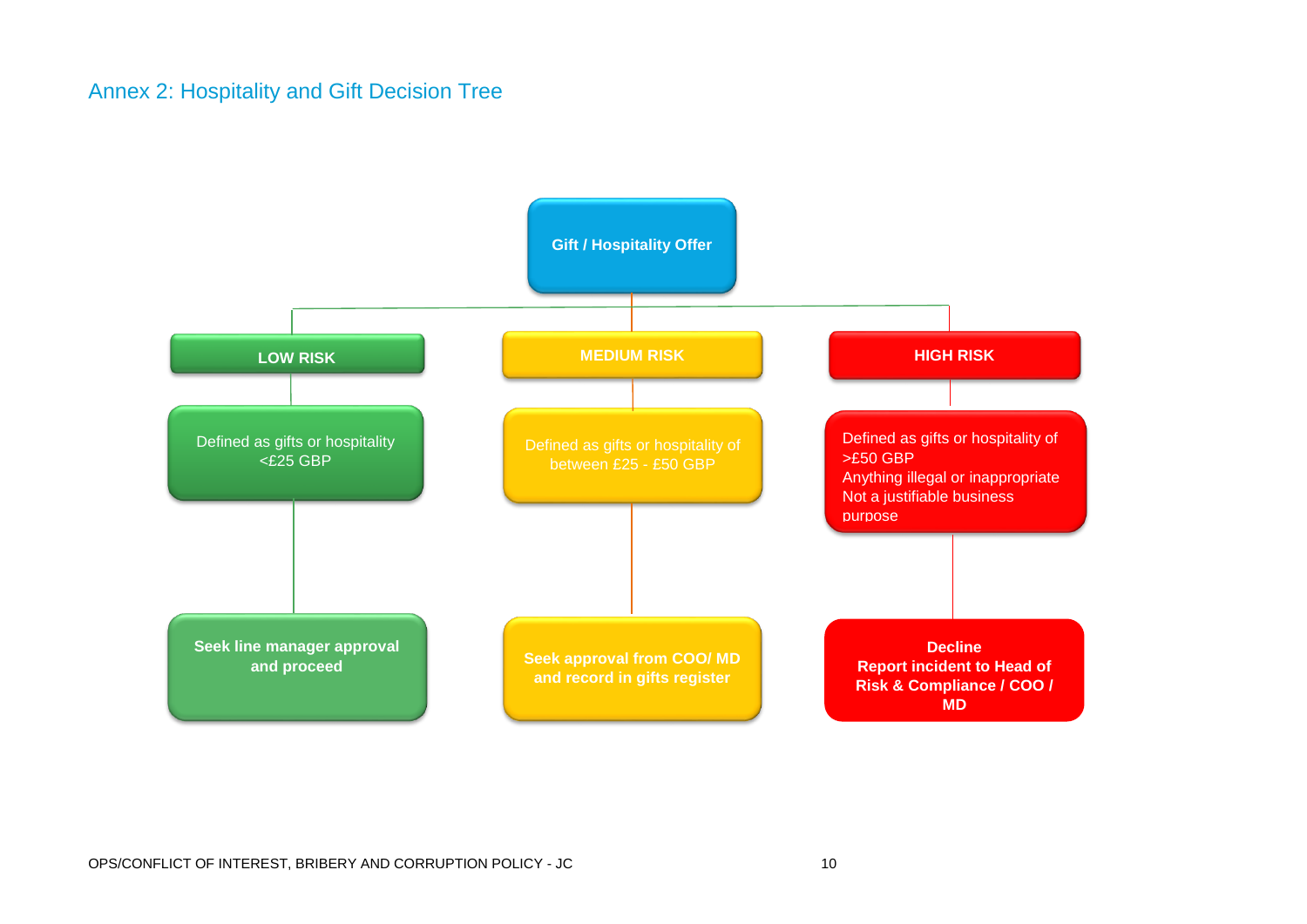## Annex 2: Hospitality and Gift Decision Tree

Gift / Hospitality Offer

LOW RISK

Defined as gifts or hospitality <£25 GBP

Seek line manager approval and proceed

MEDIUM RISK

Defined as gifts or hospitality of between £25 - £50 GBP

Seek approval from COO/ MD and record in gifts register

HIGH RISK

Defined as gifts or hospitality of >£50 GBP
Anything illegal or inappropriate
Not a justifiable business purpose

Decline
Report incident to Head of Risk & Compliance / COO / MD